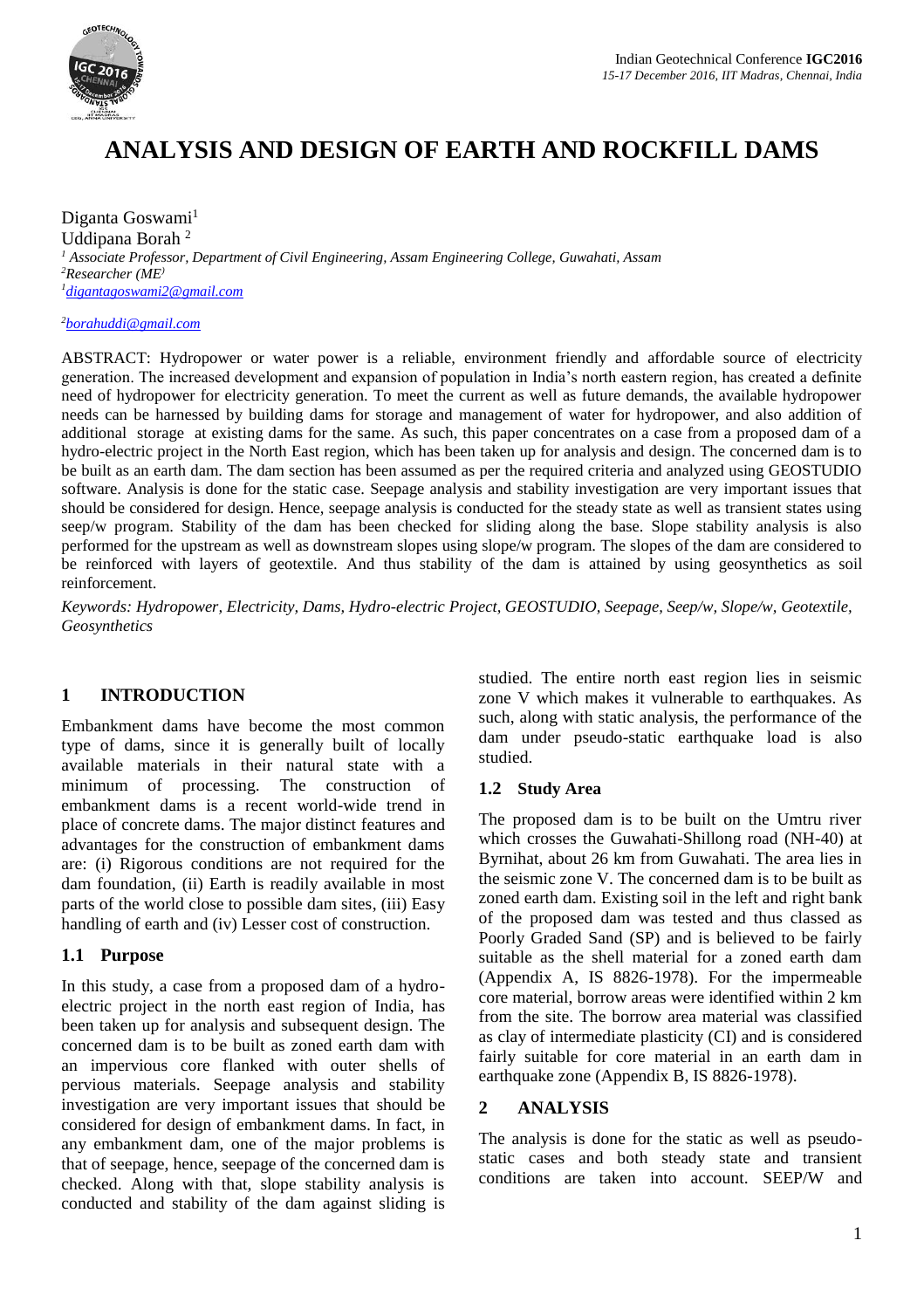# ANALYSIS AND DESIGN OF EARTH AND ROCKFILL DAMS

Diganta Goswami[1]
Uddipana Borah [2]

[1] *Associate Professor, Department of Civil Engineering, Assam Engineering College, Guwahati, Assam*
[2] *Researcher (ME)*
[1] digantagoswami2@gmail.com

[2] borahuddi@gmail.com

ABSTRACT: Hydropower or water power is a reliable, environment friendly and affordable source of electricity generation. The increased development and expansion of population in India's north eastern region, has created a definite need of hydropower for electricity generation. To meet the current as well as future demands, the available hydropower needs can be harnessed by building dams for storage and management of water for hydropower, and also addition of additional storage at existing dams for the same. As such, this paper concentrates on a case from a proposed dam of a hydro-electric project in the North East region, which has been taken up for analysis and design. The concerned dam is to be built as an earth dam. The dam section has been assumed as per the required criteria and analyzed using GEOSTUDIO software. Analysis is done for the static case. Seepage analysis and stability investigation are very important issues that should be considered for design. Hence, seepage analysis is conducted for the steady state as well as transient states using seep/w program. Stability of the dam has been checked for sliding along the base. Slope stability analysis is also performed for the upstream as well as downstream slopes using slope/w program. The slopes of the dam are considered to be reinforced with layers of geotextile. And thus stability of the dam is attained by using geosynthetics as soil reinforcement.

*Keywords: Hydropower, Electricity, Dams, Hydro-electric Project, GEOSTUDIO, Seepage, Seep/w, Slope/w, Geotextile, Geosynthetics*

## 1 INTRODUCTION

Embankment dams have become the most common type of dams, since it is generally built of locally available materials in their natural state with a minimum of processing. The construction of embankment dams is a recent world-wide trend in place of concrete dams. The major distinct features and advantages for the construction of embankment dams are: (i) Rigorous conditions are not required for the dam foundation, (ii) Earth is readily available in most parts of the world close to possible dam sites, (iii) Easy handling of earth and (iv) Lesser cost of construction.

### 1.1 Purpose

In this study, a case from a proposed dam of a hydro-electric project in the north east region of India, has been taken up for analysis and subsequent design. The concerned dam is to be built as zoned earth dam with an impervious core flanked with outer shells of pervious materials. Seepage analysis and stability investigation are very important issues that should be considered for design of embankment dams. In fact, in any embankment dam, one of the major problems is that of seepage, hence, seepage of the concerned dam is checked. Along with that, slope stability analysis is conducted and stability of the dam against sliding is studied. The entire north east region lies in seismic zone V which makes it vulnerable to earthquakes. As such, along with static analysis, the performance of the dam under pseudo-static earthquake load is also studied.

### 1.2 Study Area

The proposed dam is to be built on the Umtru river which crosses the Guwahati-Shillong road (NH-40) at Byrnihat, about 26 km from Guwahati. The area lies in the seismic zone V. The concerned dam is to be built as zoned earth dam. Existing soil in the left and right bank of the proposed dam was tested and thus classed as Poorly Graded Sand (SP) and is believed to be fairly suitable as the shell material for a zoned earth dam (Appendix A, IS 8826-1978). For the impermeable core material, borrow areas were identified within 2 km from the site. The borrow area material was classified as clay of intermediate plasticity (CI) and is considered fairly suitable for core material in an earth dam in earthquake zone (Appendix B, IS 8826-1978).

## 2 ANALYSIS

The analysis is done for the static as well as pseudo-static cases and both steady state and transient conditions are taken into account. SEEP/W and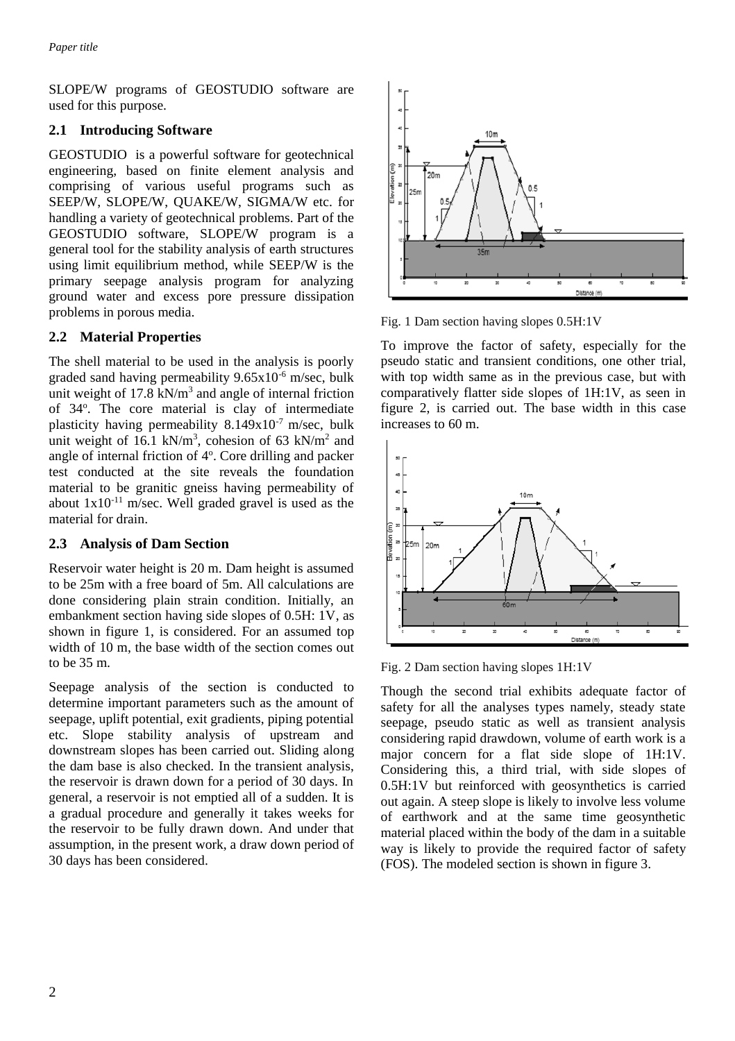SLOPE/W programs of GEOSTUDIO software are used for this purpose.

### 2.1 Introducing Software

GEOSTUDIO is a powerful software for geotechnical engineering, based on finite element analysis and comprising of various useful programs such as SEEP/W, SLOPE/W, QUAKE/W, SIGMA/W etc. for handling a variety of geotechnical problems. Part of the GEOSTUDIO software, SLOPE/W program is a general tool for the stability analysis of earth structures using limit equilibrium method, while SEEP/W is the primary seepage analysis program for analyzing ground water and excess pore pressure dissipation problems in porous media.

### 2.2 Material Properties

The shell material to be used in the analysis is poorly graded sand having permeability $9.65 \times 10^{-6}$ m/sec, bulk unit weight of 17.8 kN/m$^3$ and angle of internal friction of 34$^o$. The core material is clay of intermediate plasticity having permeability $8.149 \times 10^{-7}$ m/sec, bulk unit weight of 16.1 kN/m$^3$, cohesion of 63 kN/m$^2$ and angle of internal friction of 4$^o$. Core drilling and packer test conducted at the site reveals the foundation material to be granitic gneiss having permeability of about $1 \times 10^{-11}$ m/sec. Well graded gravel is used as the material for drain.

### 2.3 Analysis of Dam Section

Reservoir water height is 20 m. Dam height is assumed to be 25m with a free board of 5m. All calculations are done considering plain strain condition. Initially, an embankment section having side slopes of 0.5H: 1V, as shown in figure 1, is considered. For an assumed top width of 10 m, the base width of the section comes out to be 35 m.

Seepage analysis of the section is conducted to determine important parameters such as the amount of seepage, uplift potential, exit gradients, piping potential etc. Slope stability analysis of upstream and downstream slopes has been carried out. Sliding along the dam base is also checked. In the transient analysis, the reservoir is drawn down for a period of 30 days. In general, a reservoir is not emptied all of a sudden. It is a gradual procedure and generally it takes weeks for the reservoir to be fully drawn down. And under that assumption, in the present work, a draw down period of 30 days has been considered.

Fig. 1 Dam section having slopes 0.5H:1V

To improve the factor of safety, especially for the pseudo static and transient conditions, one other trial, with top width same as in the previous case, but with comparatively flatter side slopes of 1H:1V, as seen in figure 2, is carried out. The base width in this case increases to 60 m.

Fig. 2 Dam section having slopes 1H:1V

Though the second trial exhibits adequate factor of safety for all the analyses types namely, steady state seepage, pseudo static as well as transient analysis considering rapid drawdown, volume of earth work is a major concern for a flat side slope of 1H:1V. Considering this, a third trial, with side slopes of 0.5H:1V but reinforced with geosynthetics is carried out again. A steep slope is likely to involve less volume of earthwork and at the same time geosynthetic material placed within the body of the dam in a suitable way is likely to provide the required factor of safety (FOS). The modeled section is shown in figure 3.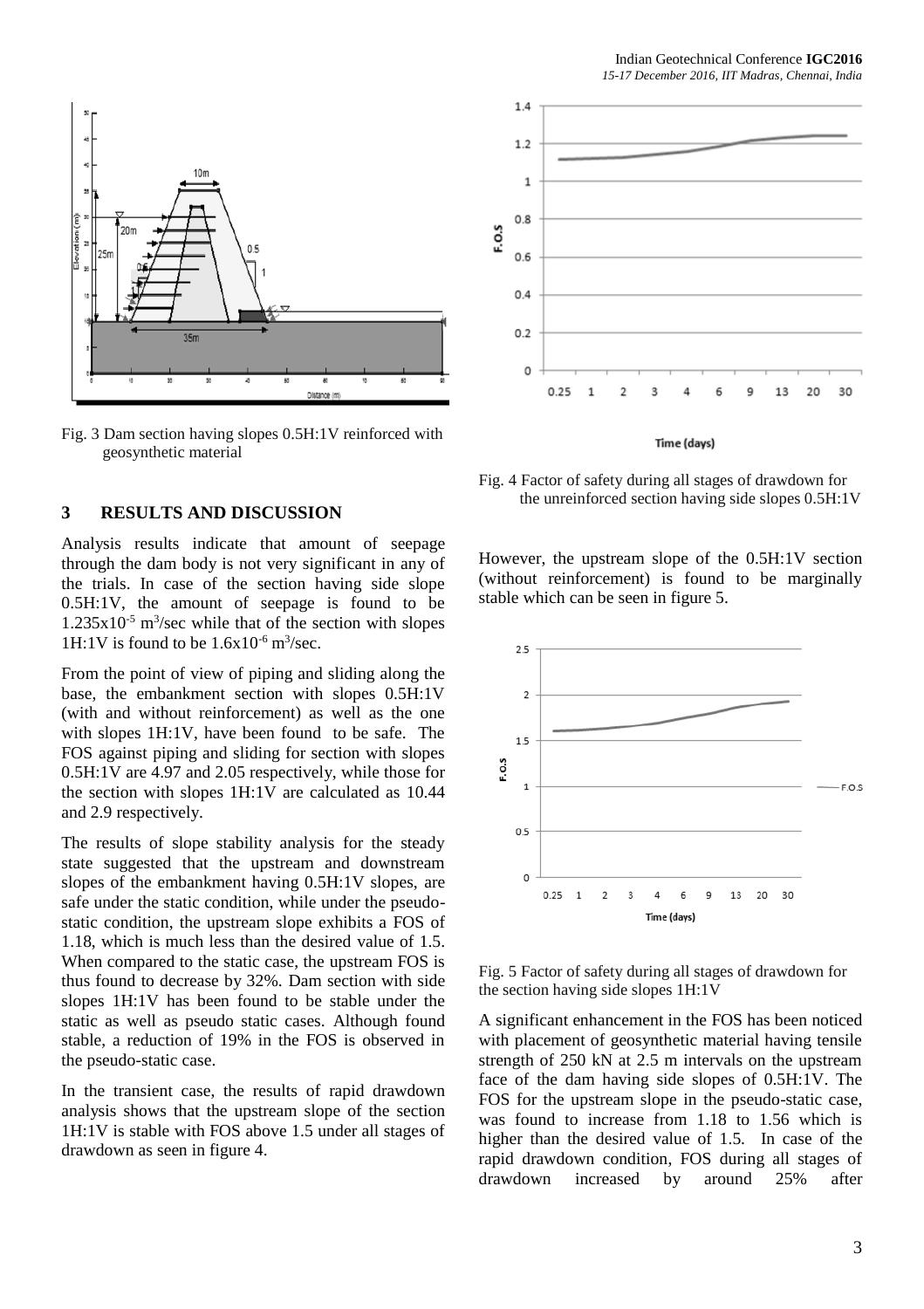Fig. 3 Dam section having slopes 0.5H:1V reinforced with geosynthetic material

Fig. 4 Factor of safety during all stages of drawdown for the unreinforced section having side slopes 0.5H:1V

## 3 RESULTS AND DISCUSSION

Analysis results indicate that amount of seepage through the dam body is not very significant in any of the trials. In case of the section having side slope 0.5H:1V, the amount of seepage is found to be $1.235 \times 10^{-5}$ $m^3$/sec while that of the section with slopes 1H:1V is found to be $1.6 \times 10^{-6}$ $m^3$/sec.

From the point of view of piping and sliding along the base, the embankment section with slopes 0.5H:1V (with and without reinforcement) as well as the one with slopes 1H:1V, have been found to be safe. The FOS against piping and sliding for section with slopes 0.5H:1V are 4.97 and 2.05 respectively, while those for the section with slopes 1H:1V are calculated as 10.44 and 2.9 respectively.

The results of slope stability analysis for the steady state suggested that the upstream and downstream slopes of the embankment having 0.5H:1V slopes, are safe under the static condition, while under the pseudo-static condition, the upstream slope exhibits a FOS of 1.18, which is much less than the desired value of 1.5. When compared to the static case, the upstream FOS is thus found to decrease by 32%. Dam section with side slopes 1H:1V has been found to be stable under the static as well as pseudo static cases. Although found stable, a reduction of 19% in the FOS is observed in the pseudo-static case.

In the transient case, the results of rapid drawdown analysis shows that the upstream slope of the section 1H:1V is stable with FOS above 1.5 under all stages of drawdown as seen in figure 4.

However, the upstream slope of the 0.5H:1V section (without reinforcement) is found to be marginally stable which can be seen in figure 5.

Fig. 5 Factor of safety during all stages of drawdown for the section having side slopes 1H:1V

A significant enhancement in the FOS has been noticed with placement of geosynthetic material having tensile strength of 250 kN at 2.5 m intervals on the upstream face of the dam having side slopes of 0.5H:1V. The FOS for the upstream slope in the pseudo-static case, was found to increase from 1.18 to 1.56 which is higher than the desired value of 1.5. In case of the rapid drawdown condition, FOS during all stages of drawdown increased by around 25% after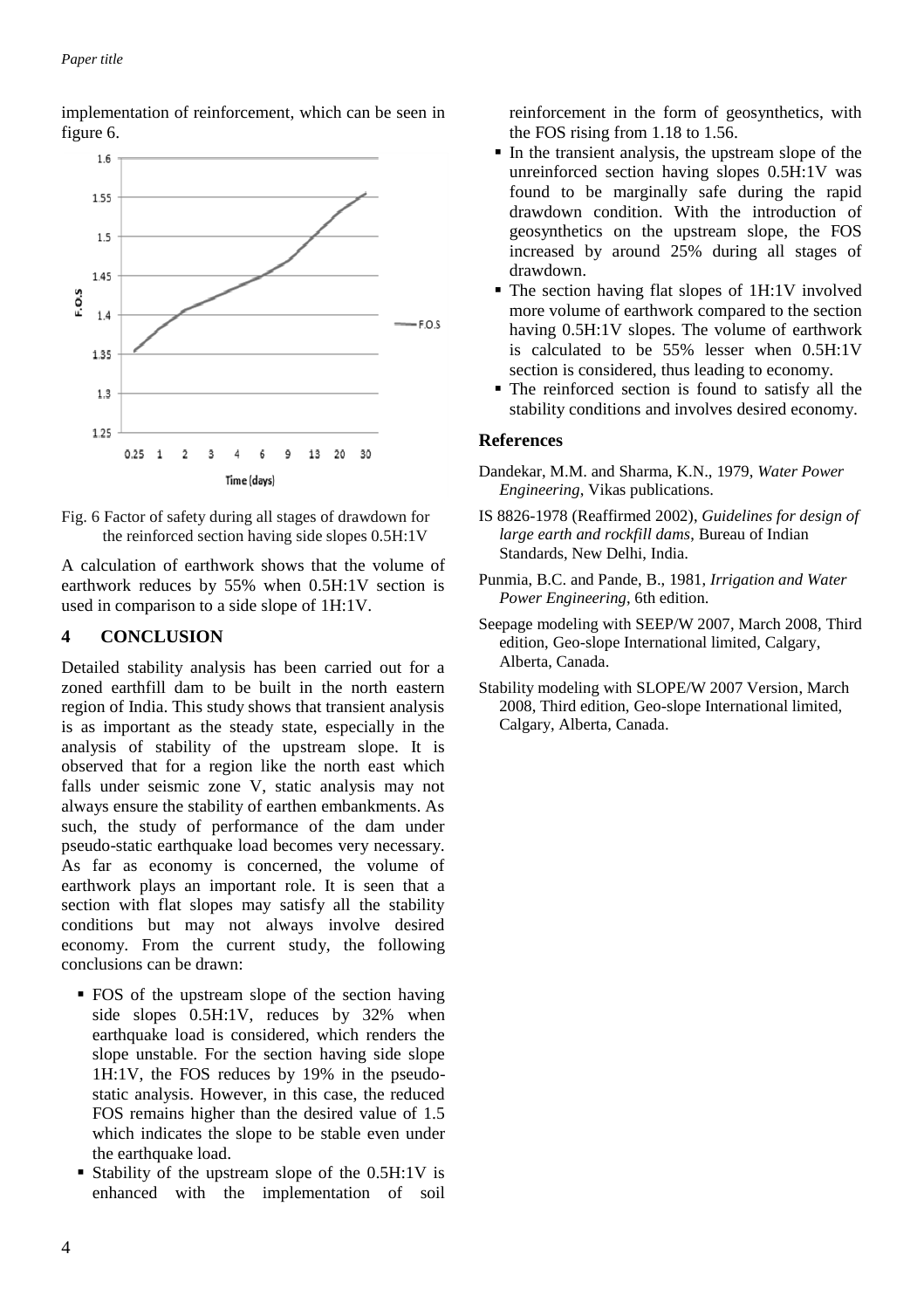implementation of reinforcement, which can be seen in figure 6.

F.O.S

1.6
1.55
1.5
1.45
1.4
1.35
1.3
1.25

0.25 1 2 3 4 6 9 13 20 30

Time (days)

F.O.S

Fig. 6 Factor of safety during all stages of drawdown for the reinforced section having side slopes 0.5H:1V

A calculation of earthwork shows that the volume of earthwork reduces by 55% when 0.5H:1V section is used in comparison to a side slope of 1H:1V.

## 4 CONCLUSION

Detailed stability analysis has been carried out for a zoned earthfill dam to be built in the north eastern region of India. This study shows that transient analysis is as important as the steady state, especially in the analysis of stability of the upstream slope. It is observed that for a region like the north east which falls under seismic zone V, static analysis may not always ensure the stability of earthen embankments. As such, the study of performance of the dam under pseudo-static earthquake load becomes very necessary. As far as economy is concerned, the volume of earthwork plays an important role. It is seen that a section with flat slopes may satisfy all the stability conditions but may not always involve desired economy. From the current study, the following conclusions can be drawn:

- FOS of the upstream slope of the section having side slopes 0.5H:1V, reduces by 32% when earthquake load is considered, which renders the slope unstable. For the section having side slope 1H:1V, the FOS reduces by 19% in the pseudo-static analysis. However, in this case, the reduced FOS remains higher than the desired value of 1.5 which indicates the slope to be stable even under the earthquake load.
- Stability of the upstream slope of the 0.5H:1V is enhanced with the implementation of soil reinforcement in the form of geosynthetics, with the FOS rising from 1.18 to 1.56.
- In the transient analysis, the upstream slope of the unreinforced section having slopes 0.5H:1V was found to be marginally safe during the rapid drawdown condition. With the introduction of geosynthetics on the upstream slope, the FOS increased by around 25% during all stages of drawdown.
- The section having flat slopes of 1H:1V involved more volume of earthwork compared to the section having 0.5H:1V slopes. The volume of earthwork is calculated to be 55% lesser when 0.5H:1V section is considered, thus leading to economy.
- The reinforced section is found to satisfy all the stability conditions and involves desired economy.

### References

Dandekar, M.M. and Sharma, K.N., 1979, *Water Power Engineering*, Vikas publications.

IS 8826-1978 (Reaffirmed 2002), *Guidelines for design of large earth and rockfill dams*, Bureau of Indian Standards, New Delhi, India.

Punmia, B.C. and Pande, B., 1981, *Irrigation and Water Power Engineering*, 6th edition.

Seepage modeling with SEEP/W 2007, March 2008, Third edition, Geo-slope International limited, Calgary, Alberta, Canada.

Stability modeling with SLOPE/W 2007 Version, March 2008, Third edition, Geo-slope International limited, Calgary, Alberta, Canada.